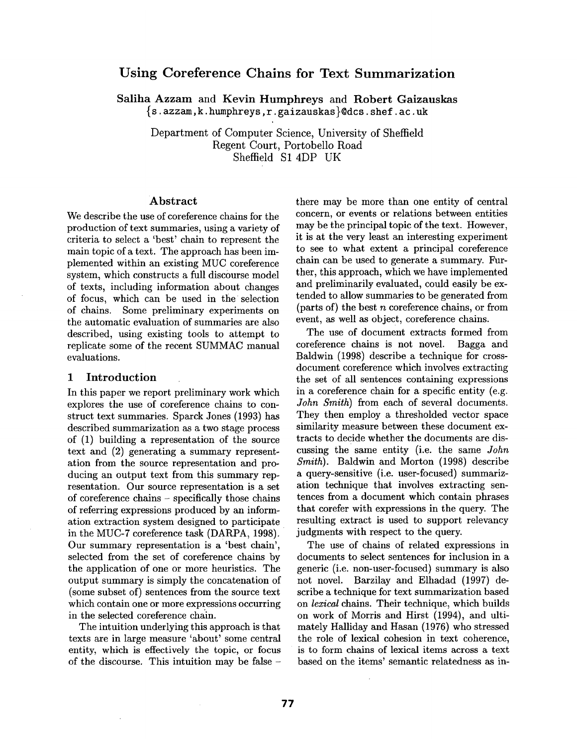# Using Coreference Chains for Text Summarization

**Saliha Azzam** and **Kevin Humphreys** and **Robert Gaizauskas**
{s.azzam,k.humphreys,r.gaizauskas}@dcs.shef.ac.uk

Department of Computer Science, University of Sheffield
Regent Court, Portobello Road
Sheffield S1 4DP UK

## Abstract

We describe the use of coreference chains for the production of text summaries, using a variety of criteria to select a 'best' chain to represent the main topic of a text. The approach has been implemented within an existing MUC coreference system, which constructs a full discourse model of texts, including information about changes of focus, which can be used in the selection of chains. Some preliminary experiments on the automatic evaluation of summaries are also described, using existing tools to attempt to replicate some of the recent SUMMAC manual evaluations.

## 1 Introduction

In this paper we report preliminary work which explores the use of coreference chains to construct text summaries. Sparck Jones (1993) has described summarization as a two stage process of (1) building a representation of the source text and (2) generating a summary representation from the source representation and producing an output text from this summary representation. Our source representation is a set of coreference chains – specifically those chains of referring expressions produced by an information extraction system designed to participate in the MUC-7 coreference task (DARPA, 1998). Our summary representation is a 'best chain', selected from the set of coreference chains by the application of one or more heuristics. The output summary is simply the concatenation of (some subset of) sentences from the source text which contain one or more expressions occurring in the selected coreference chain.

The intuition underlying this approach is that texts are in large measure 'about' some central entity, which is effectively the topic, or focus of the discourse. This intuition may be false – there may be more than one entity of central concern, or events or relations between entities may be the principal topic of the text. However, it is at the very least an interesting experiment to see to what extent a principal coreference chain can be used to generate a summary. Further, this approach, which we have implemented and preliminarily evaluated, could easily be extended to allow summaries to be generated from (parts of) the best $n$ coreference chains, or from event, as well as object, coreference chains.

The use of document extracts formed from coreference chains is not novel. Bagga and Baldwin (1998) describe a technique for cross-document coreference which involves extracting the set of all sentences containing expressions in a coreference chain for a specific entity (e.g. *John Smith*) from each of several documents. They then employ a thresholded vector space similarity measure between these document extracts to decide whether the documents are discussing the same entity (i.e. the same *John Smith*). Baldwin and Morton (1998) describe a query-sensitive (i.e. user-focused) summarization technique that involves extracting sentences from a document which contain phrases that corefer with expressions in the query. The resulting extract is used to support relevancy judgments with respect to the query.

The use of chains of related expressions in documents to select sentences for inclusion in a generic (i.e. non-user-focused) summary is also not novel. Barzilay and Elhadad (1997) describe a technique for text summarization based on *lexical* chains. Their technique, which builds on work of Morris and Hirst (1994), and ultimately Halliday and Hasan (1976) who stressed the role of lexical cohesion in text coherence, is to form chains of lexical items across a text based on the items' semantic relatedness as in-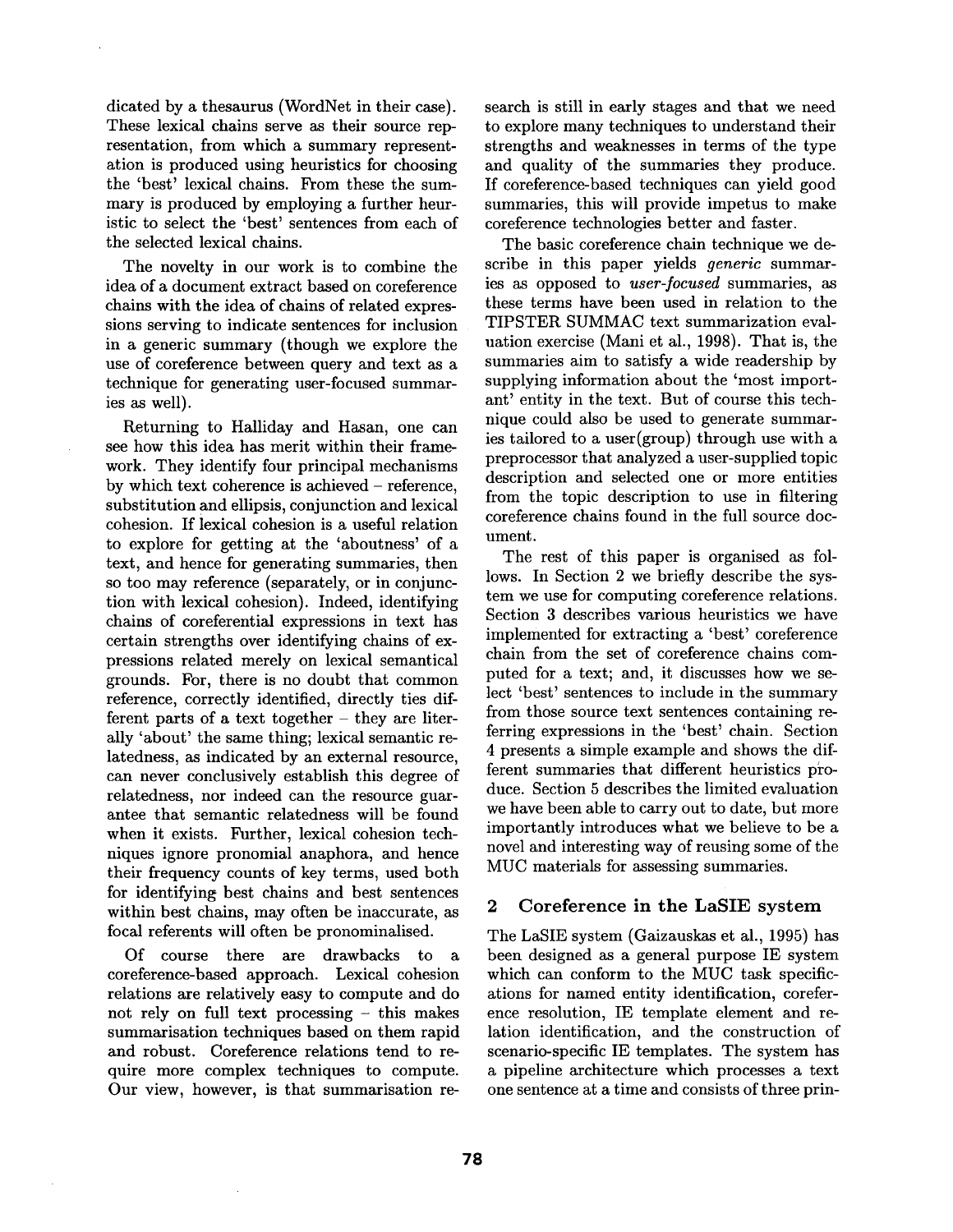dicated by a thesaurus (WordNet in their case). These lexical chains serve as their source representation, from which a summary representation is produced using heuristics for choosing the 'best' lexical chains. From these the summary is produced by employing a further heuristic to select the 'best' sentences from each of the selected lexical chains.

The novelty in our work is to combine the idea of a document extract based on coreference chains with the idea of chains of related expressions serving to indicate sentences for inclusion in a generic summary (though we explore the use of coreference between query and text as a technique for generating user-focused summaries as well).

Returning to Halliday and Hasan, one can see how this idea has merit within their framework. They identify four principal mechanisms by which text coherence is achieved – reference, substitution and ellipsis, conjunction and lexical cohesion. If lexical cohesion is a useful relation to explore for getting at the 'aboutness' of a text, and hence for generating summaries, then so too may reference (separately, or in conjunction with lexical cohesion). Indeed, identifying chains of coreferential expressions in text has certain strengths over identifying chains of expressions related merely on lexical semantical grounds. For, there is no doubt that common reference, correctly identified, directly ties different parts of a text together – they are literally 'about' the same thing; lexical semantic relatedness, as indicated by an external resource, can never conclusively establish this degree of relatedness, nor indeed can the resource guarantee that semantic relatedness will be found when it exists. Further, lexical cohesion techniques ignore pronomial anaphora, and hence their frequency counts of key terms, used both for identifying best chains and best sentences within best chains, may often be inaccurate, as focal referents will often be pronominalised.

Of course there are drawbacks to a coreference-based approach. Lexical cohesion relations are relatively easy to compute and do not rely on full text processing – this makes summarisation techniques based on them rapid and robust. Coreference relations tend to require more complex techniques to compute. Our view, however, is that summarisation research is still in early stages and that we need to explore many techniques to understand their strengths and weaknesses in terms of the type and quality of the summaries they produce. If coreference-based techniques can yield good summaries, this will provide impetus to make coreference technologies better and faster.

The basic coreference chain technique we describe in this paper yields *generic* summaries as opposed to *user-focused* summaries, as these terms have been used in relation to the TIPSTER SUMMAC text summarization evaluation exercise (Mani et al., 1998). That is, the summaries aim to satisfy a wide readership by supplying information about the 'most important' entity in the text. But of course this technique could also be used to generate summaries tailored to a user(group) through use with a preprocessor that analyzed a user-supplied topic description and selected one or more entities from the topic description to use in filtering coreference chains found in the full source document.

The rest of this paper is organised as follows. In Section 2 we briefly describe the system we use for computing coreference relations. Section 3 describes various heuristics we have implemented for extracting a 'best' coreference chain from the set of coreference chains computed for a text; and, it discusses how we select 'best' sentences to include in the summary from those source text sentences containing referring expressions in the 'best' chain. Section 4 presents a simple example and shows the different summaries that different heuristics produce. Section 5 describes the limited evaluation we have been able to carry out to date, but more importantly introduces what we believe to be a novel and interesting way of reusing some of the MUC materials for assessing summaries.

## 2 Coreference in the LaSIE system

The LaSIE system (Gaizauskas et al., 1995) has been designed as a general purpose IE system which can conform to the MUC task specifications for named entity identification, coreference resolution, IE template element and relation identification, and the construction of scenario-specific IE templates. The system has a pipeline architecture which processes a text one sentence at a time and consists of three prin-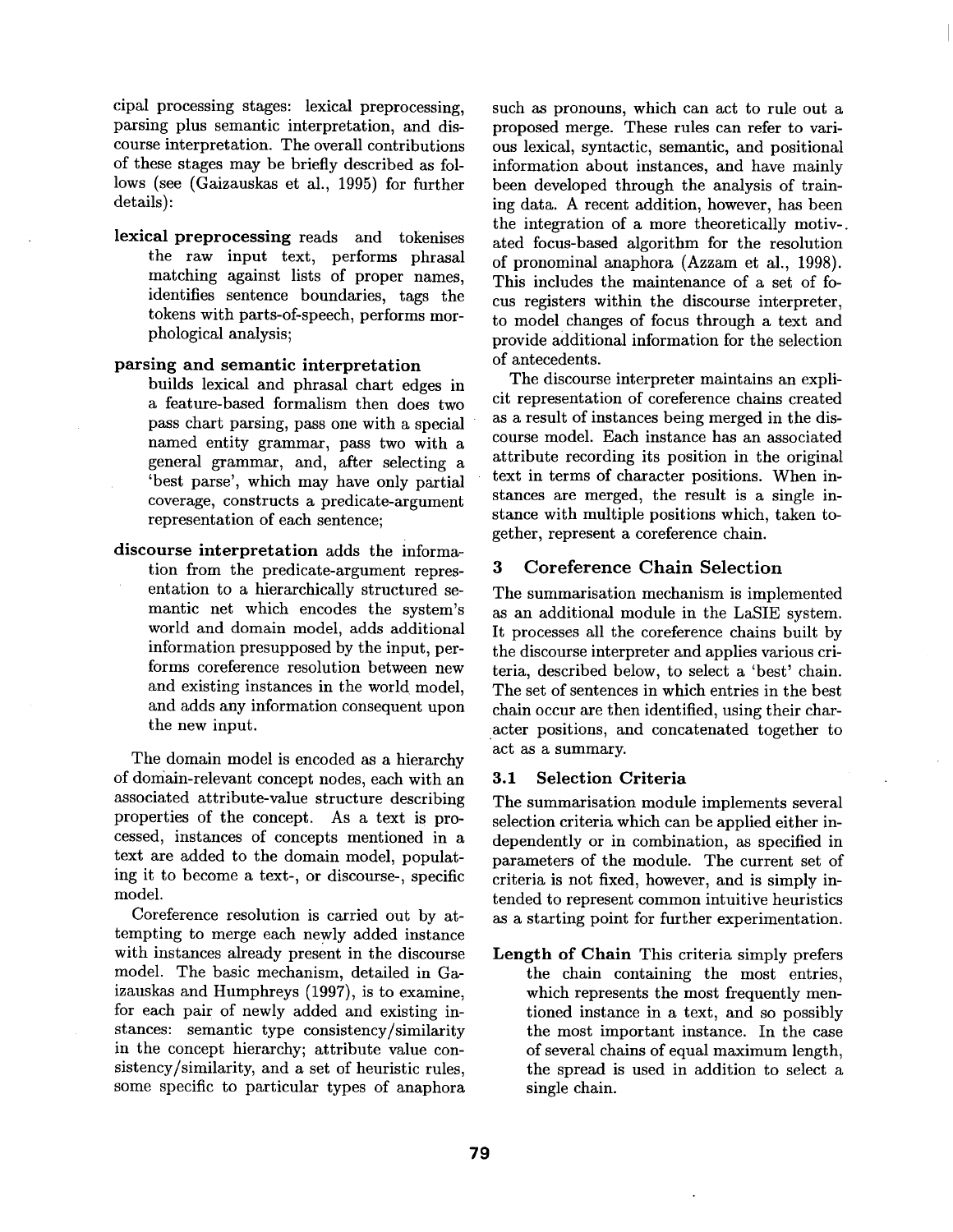cipal processing stages: lexical preprocessing, parsing plus semantic interpretation, and discourse interpretation. The overall contributions of these stages may be briefly described as follows (see (Gaizauskas et al., 1995) for further details):

**lexical preprocessing** reads and tokenises the raw input text, performs phrasal matching against lists of proper names, identifies sentence boundaries, tags the tokens with parts-of-speech, performs morphological analysis;

**parsing and semantic interpretation** builds lexical and phrasal chart edges in a feature-based formalism then does two pass chart parsing, pass one with a special named entity grammar, pass two with a general grammar, and, after selecting a 'best parse', which may have only partial coverage, constructs a predicate-argument representation of each sentence;

**discourse interpretation** adds the information from the predicate-argument representation to a hierarchically structured semantic net which encodes the system's world and domain model, adds additional information presupposed by the input, performs coreference resolution between new and existing instances in the world model, and adds any information consequent upon the new input.

The domain model is encoded as a hierarchy of domain-relevant concept nodes, each with an associated attribute-value structure describing properties of the concept. As a text is processed, instances of concepts mentioned in a text are added to the domain model, populating it to become a text-, or discourse-, specific model.

Coreference resolution is carried out by attempting to merge each newly added instance with instances already present in the discourse model. The basic mechanism, detailed in Gaizauskas and Humphreys (1997), is to examine, for each pair of newly added and existing instances: semantic type consistency/similarity in the concept hierarchy; attribute value consistency/similarity, and a set of heuristic rules, some specific to particular types of anaphora such as pronouns, which can act to rule out a proposed merge. These rules can refer to various lexical, syntactic, semantic, and positional information about instances, and have mainly been developed through the analysis of training data. A recent addition, however, has been the integration of a more theoretically motivated focus-based algorithm for the resolution of pronominal anaphora (Azzam et al., 1998). This includes the maintenance of a set of focus registers within the discourse interpreter, to model changes of focus through a text and provide additional information for the selection of antecedents.

The discourse interpreter maintains an explicit representation of coreference chains created as a result of instances being merged in the discourse model. Each instance has an associated attribute recording its position in the original text in terms of character positions. When instances are merged, the result is a single instance with multiple positions which, taken together, represent a coreference chain.

## 3 Coreference Chain Selection

The summarisation mechanism is implemented as an additional module in the LaSIE system. It processes all the coreference chains built by the discourse interpreter and applies various criteria, described below, to select a 'best' chain. The set of sentences in which entries in the best chain occur are then identified, using their character positions, and concatenated together to act as a summary.

### 3.1 Selection Criteria

The summarisation module implements several selection criteria which can be applied either independently or in combination, as specified in parameters of the module. The current set of criteria is not fixed, however, and is simply intended to represent common intuitive heuristics as a starting point for further experimentation.

**Length of Chain** This criteria simply prefers the chain containing the most entries, which represents the most frequently mentioned instance in a text, and so possibly the most important instance. In the case of several chains of equal maximum length, the spread is used in addition to select a single chain.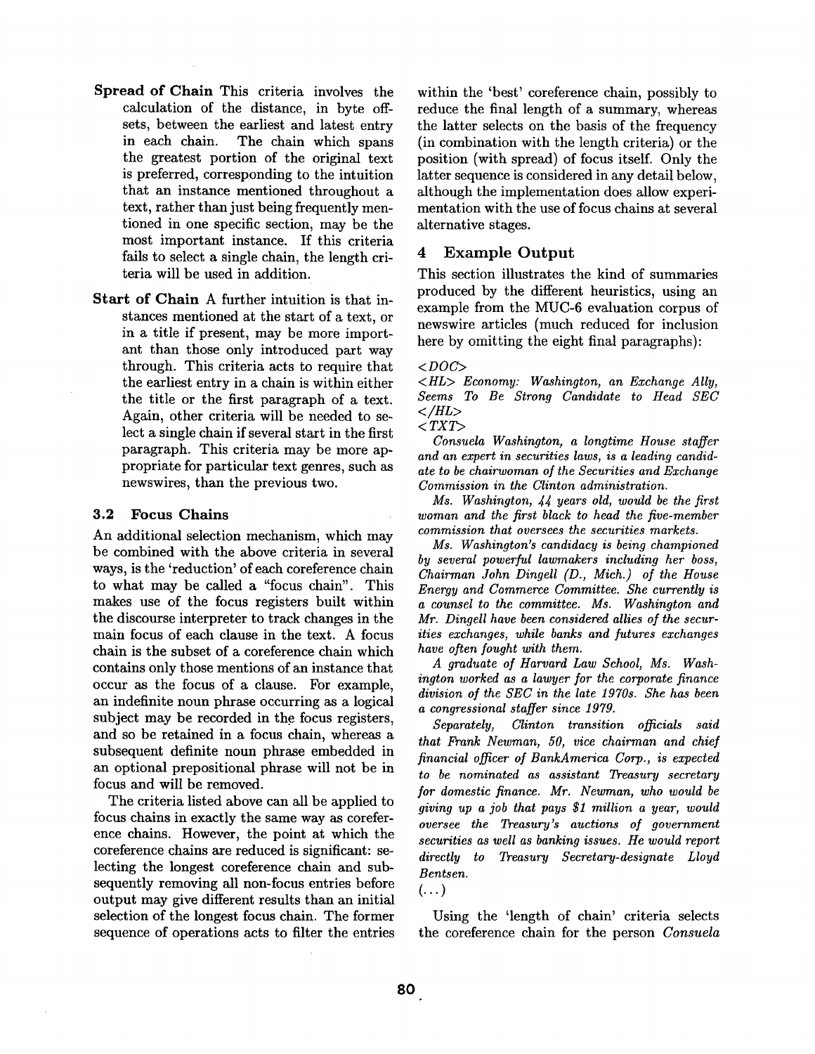**Spread of Chain** This criteria involves the calculation of the distance, in byte offsets, between the earliest and latest entry in each chain. The chain which spans the greatest portion of the original text is preferred, corresponding to the intuition that an instance mentioned throughout a text, rather than just being frequently mentioned in one specific section, may be the most important instance. If this criteria fails to select a single chain, the length criteria will be used in addition.

**Start of Chain** A further intuition is that instances mentioned at the start of a text, or in a title if present, may be more important than those only introduced part way through. This criteria acts to require that the earliest entry in a chain is within either the title or the first paragraph of a text. Again, other criteria will be needed to select a single chain if several start in the first paragraph. This criteria may be more appropriate for particular text genres, such as newswires, than the previous two.

### 3.2 Focus Chains

An additional selection mechanism, which may be combined with the above criteria in several ways, is the 'reduction' of each coreference chain to what may be called a "focus chain". This makes use of the focus registers built within the discourse interpreter to track changes in the main focus of each clause in the text. A focus chain is the subset of a coreference chain which contains only those mentions of an instance that occur as the focus of a clause. For example, an indefinite noun phrase occurring as a logical subject may be recorded in the focus registers, and so be retained in a focus chain, whereas a subsequent definite noun phrase embedded in an optional prepositional phrase will not be in focus and will be removed.

The criteria listed above can all be applied to focus chains in exactly the same way as coreference chains. However, the point at which the coreference chains are reduced is significant: selecting the longest coreference chain and subsequently removing all non-focus entries before output may give different results than an initial selection of the longest focus chain. The former sequence of operations acts to filter the entries within the 'best' coreference chain, possibly to reduce the final length of a summary, whereas the latter selects on the basis of the frequency (in combination with the length criteria) or the position (with spread) of focus itself. Only the latter sequence is considered in any detail below, although the implementation does allow experimentation with the use of focus chains at several alternative stages.

## 4 Example Output

This section illustrates the kind of summaries produced by the different heuristics, using an example from the MUC-6 evaluation corpus of newswire articles (much reduced for inclusion here by omitting the eight final paragraphs):

*<DOC>*

*<HL> Economy: Washington, an Exchange Ally, Seems To Be Strong Candidate to Head SEC </HL>*

*<TXT>*

*Consuela Washington, a longtime House staffer and an expert in securities laws, is a leading candidate to be chairwoman of the Securities and Exchange Commission in the Clinton administration.*

*Ms. Washington, 44 years old, would be the first woman and the first black to head the five-member commission that oversees the securities markets.*

*Ms. Washington's candidacy is being championed by several powerful lawmakers including her boss, Chairman John Dingell (D., Mich.) of the House Energy and Commerce Committee. She currently is a counsel to the committee. Ms. Washington and Mr. Dingell have been considered allies of the securities exchanges, while banks and futures exchanges have often fought with them.*

*A graduate of Harvard Law School, Ms. Washington worked as a lawyer for the corporate finance division of the SEC in the late 1970s. She has been a congressional staffer since 1979.*

*Separately, Clinton transition officials said that Frank Newman, 50, vice chairman and chief financial officer of BankAmerica Corp., is expected to be nominated as assistant Treasury secretary for domestic finance. Mr. Newman, who would be giving up a job that pays $1 million a year, would oversee the Treasury's auctions of government securities as well as banking issues. He would report directly to Treasury Secretary-designate Lloyd Bentsen.*

(...)

Using the 'length of chain' criteria selects the coreference chain for the person *Consuela*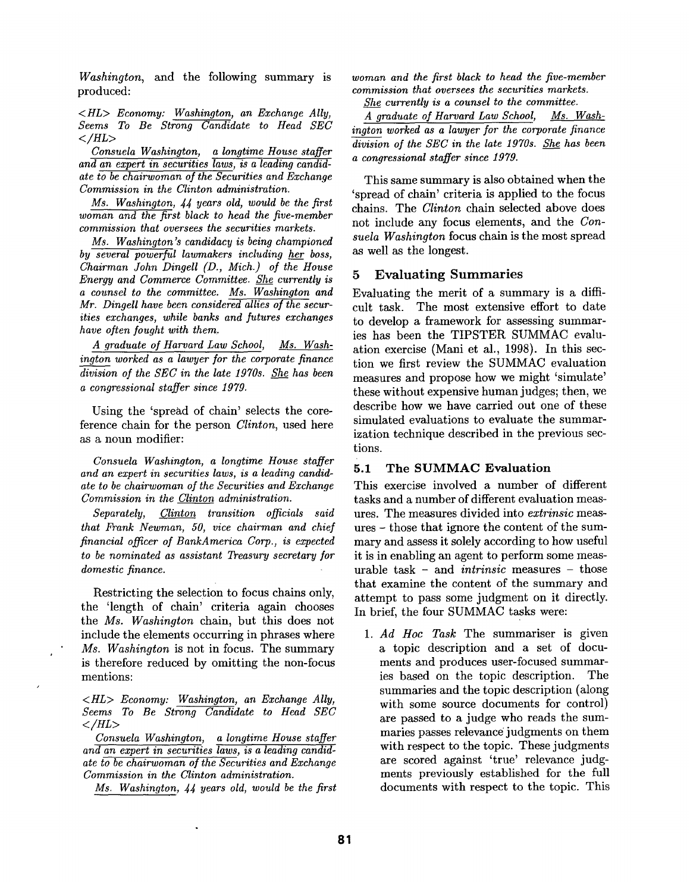*Washington*, and the following summary is produced:

*<HL> Economy: Washington, an Exchange Ally, Seems To Be Strong Candidate to Head SEC </HL>*

*Consuela Washington, a longtime House staffer and an expert in securities laws, is a leading candidate to be chairwoman of the Securities and Exchange Commission in the Clinton administration.*

*Ms. Washington, 44 years old, would be the first woman and the first black to head the five-member commission that oversees the securities markets.*

*Ms. Washington's candidacy is being championed by several powerful lawmakers including her boss, Chairman John Dingell (D., Mich.) of the House Energy and Commerce Committee. She currently is a counsel to the committee. Ms. Washington and Mr. Dingell have been considered allies of the securities exchanges, while banks and futures exchanges have often fought with them.*

*A graduate of Harvard Law School, Ms. Washington worked as a lawyer for the corporate finance division of the SEC in the late 1970s. She has been a congressional staffer since 1979.*

Using the 'spread of chain' selects the coreference chain for the person *Clinton*, used here as a noun modifier:

*Consuela Washington, a longtime House staffer and an expert in securities laws, is a leading candidate to be chairwoman of the Securities and Exchange Commission in the Clinton administration.*

*Separately, Clinton transition officials said that Frank Newman, 50, vice chairman and chief financial officer of BankAmerica Corp., is expected to be nominated as assistant Treasury secretary for domestic finance.*

Restricting the selection to focus chains only, the 'length of chain' criteria again chooses the *Ms. Washington* chain, but this does not include the elements occurring in phrases where *Ms. Washington* is not in focus. The summary is therefore reduced by omitting the non-focus mentions:

*<HL> Economy: Washington, an Exchange Ally, Seems To Be Strong Candidate to Head SEC </HL>*

*Consuela Washington, a longtime House staffer and an expert in securities laws, is a leading candidate to be chairwoman of the Securities and Exchange Commission in the Clinton administration.*

*Ms. Washington, 44 years old, would be the first woman and the first black to head the five-member commission that oversees the securities markets.*

*She currently is a counsel to the committee.*

*A graduate of Harvard Law School, Ms. Washington worked as a lawyer for the corporate finance division of the SEC in the late 1970s. She has been a congressional staffer since 1979.*

This same summary is also obtained when the 'spread of chain' criteria is applied to the focus chains. The *Clinton* chain selected above does not include any focus elements, and the *Consuela Washington* focus chain is the most spread as well as the longest.

## 5 Evaluating Summaries

Evaluating the merit of a summary is a difficult task. The most extensive effort to date to develop a framework for assessing summaries has been the TIPSTER SUMMAC evaluation exercise (Mani et al., 1998). In this section we first review the SUMMAC evaluation measures and propose how we might 'simulate' these without expensive human judges; then, we describe how we have carried out one of these simulated evaluations to evaluate the summarization technique described in the previous sections.

### 5.1 The SUMMAC Evaluation

This exercise involved a number of different tasks and a number of different evaluation measures. The measures divided into *extrinsic* measures – those that ignore the content of the summary and assess it solely according to how useful it is in enabling an agent to perform some measurable task – and *intrinsic* measures – those that examine the content of the summary and attempt to pass some judgment on it directly. In brief, the four SUMMAC tasks were:

1. *Ad Hoc Task* The summariser is given a topic description and a set of documents and produces user-focused summaries based on the topic description. The summaries and the topic description (along with some source documents for control) are passed to a judge who reads the summaries passes relevance judgments on them with respect to the topic. These judgments are scored against 'true' relevance judgments previously established for the full documents with respect to the topic. This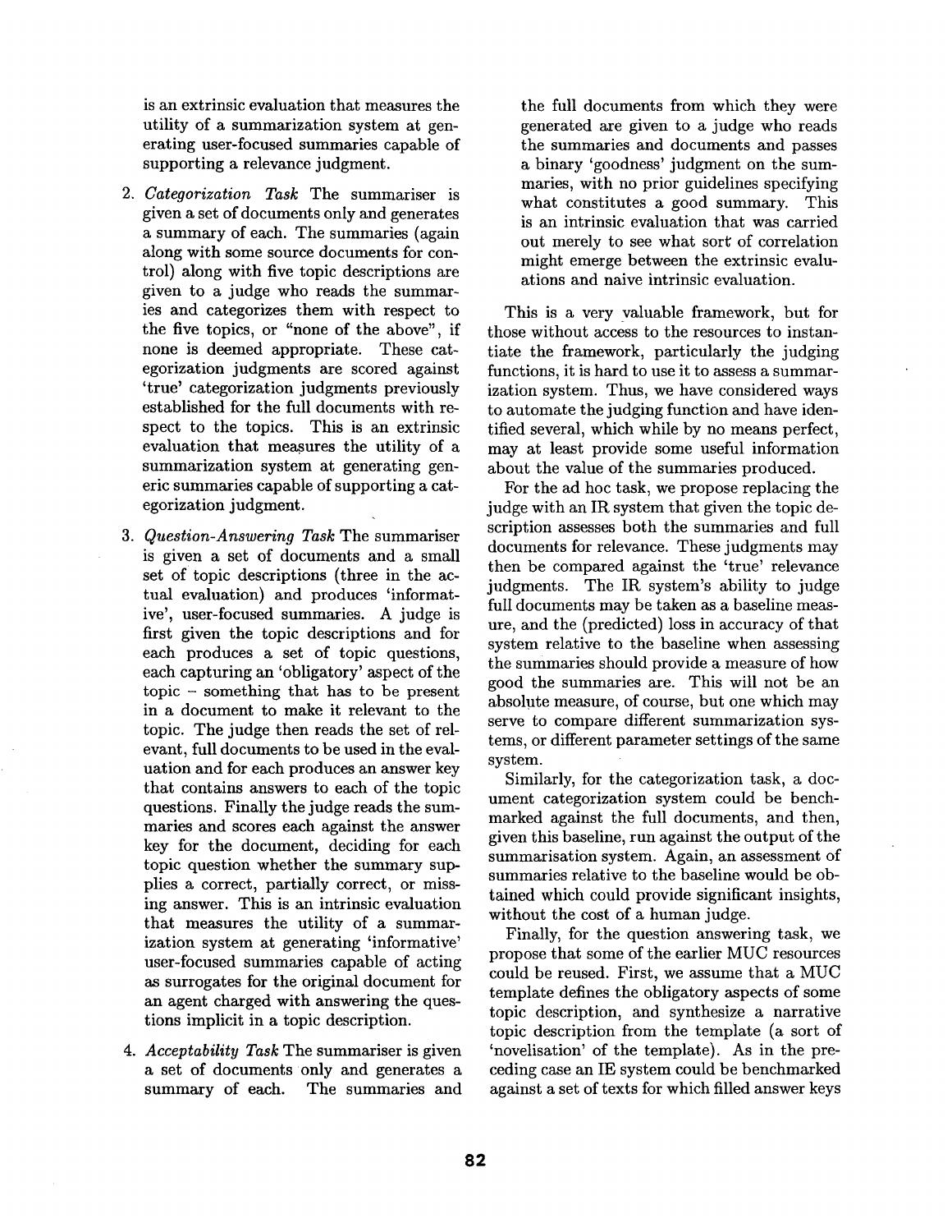is an extrinsic evaluation that measures the utility of a summarization system at generating user-focused summaries capable of supporting a relevance judgment.

2. *Categorization Task* The summariser is given a set of documents only and generates a summary of each. The summaries (again along with some source documents for control) along with five topic descriptions are given to a judge who reads the summaries and categorizes them with respect to the five topics, or "none of the above", if none is deemed appropriate. These categorization judgments are scored against 'true' categorization judgments previously established for the full documents with respect to the topics. This is an extrinsic evaluation that measures the utility of a summarization system at generating generic summaries capable of supporting a categorization judgment.

3. *Question-Answering Task* The summariser is given a set of documents and a small set of topic descriptions (three in the actual evaluation) and produces 'informative', user-focused summaries. A judge is first given the topic descriptions and for each produces a set of topic questions, each capturing an 'obligatory' aspect of the topic – something that has to be present in a document to make it relevant to the topic. The judge then reads the set of relevant, full documents to be used in the evaluation and for each produces an answer key that contains answers to each of the topic questions. Finally the judge reads the summaries and scores each against the answer key for the document, deciding for each topic question whether the summary supplies a correct, partially correct, or missing answer. This is an intrinsic evaluation that measures the utility of a summarization system at generating 'informative' user-focused summaries capable of acting as surrogates for the original document for an agent charged with answering the questions implicit in a topic description.

4. *Acceptability Task* The summariser is given a set of documents only and generates a summary of each. The summaries and the full documents from which they were generated are given to a judge who reads the summaries and documents and passes a binary 'goodness' judgment on the summaries, with no prior guidelines specifying what constitutes a good summary. This is an intrinsic evaluation that was carried out merely to see what sort of correlation might emerge between the extrinsic evaluations and naive intrinsic evaluation.

This is a very valuable framework, but for those without access to the resources to instantiate the framework, particularly the judging functions, it is hard to use it to assess a summarization system. Thus, we have considered ways to automate the judging function and have identified several, which while by no means perfect, may at least provide some useful information about the value of the summaries produced.

For the ad hoc task, we propose replacing the judge with an IR system that given the topic description assesses both the summaries and full documents for relevance. These judgments may then be compared against the 'true' relevance judgments. The IR system's ability to judge full documents may be taken as a baseline measure, and the (predicted) loss in accuracy of that system relative to the baseline when assessing the summaries should provide a measure of how good the summaries are. This will not be an absolute measure, of course, but one which may serve to compare different summarization systems, or different parameter settings of the same system.

Similarly, for the categorization task, a document categorization system could be benchmarked against the full documents, and then, given this baseline, run against the output of the summarisation system. Again, an assessment of summaries relative to the baseline would be obtained which could provide significant insights, without the cost of a human judge.

Finally, for the question answering task, we propose that some of the earlier MUC resources could be reused. First, we assume that a MUC template defines the obligatory aspects of some topic description, and synthesize a narrative topic description from the template (a sort of 'novelisation' of the template). As in the preceding case an IE system could be benchmarked against a set of texts for which filled answer keys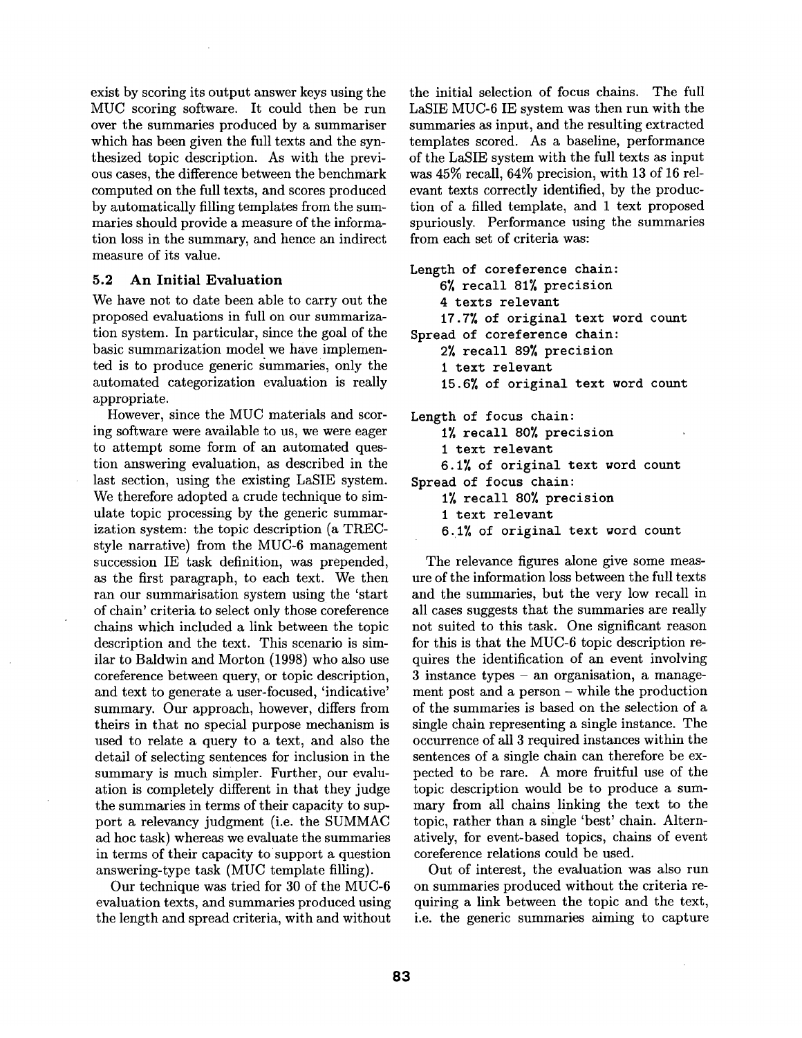exist by scoring its output answer keys using the MUC scoring software. It could then be run over the summaries produced by a summariser which has been given the full texts and the synthesized topic description. As with the previous cases, the difference between the benchmark computed on the full texts, and scores produced by automatically filling templates from the summaries should provide a measure of the information loss in the summary, and hence an indirect measure of its value.

### 5.2 An Initial Evaluation

We have not to date been able to carry out the proposed evaluations in full on our summarization system. In particular, since the goal of the basic summarization model we have implemented is to produce generic summaries, only the automated categorization evaluation is really appropriate.

However, since the MUC materials and scoring software were available to us, we were eager to attempt some form of an automated question answering evaluation, as described in the last section, using the existing LaSIE system. We therefore adopted a crude technique to simulate topic processing by the generic summarization system: the topic description (a TREC-style narrative) from the MUC-6 management succession IE task definition, was prepended, as the first paragraph, to each text. We then ran our summarisation system using the 'start of chain' criteria to select only those coreference chains which included a link between the topic description and the text. This scenario is similar to Baldwin and Morton (1998) who also use coreference between query, or topic description, and text to generate a user-focused, 'indicative' summary. Our approach, however, differs from theirs in that no special purpose mechanism is used to relate a query to a text, and also the detail of selecting sentences for inclusion in the summary is much simpler. Further, our evaluation is completely different in that they judge the summaries in terms of their capacity to support a relevancy judgment (i.e. the SUMMAC ad hoc task) whereas we evaluate the summaries in terms of their capacity to support a question answering-type task (MUC template filling).

Our technique was tried for 30 of the MUC-6 evaluation texts, and summaries produced using the length and spread criteria, with and without the initial selection of focus chains. The full LaSIE MUC-6 IE system was then run with the summaries as input, and the resulting extracted templates scored. As a baseline, performance of the LaSIE system with the full texts as input was 45% recall, 64% precision, with 13 of 16 relevant texts correctly identified, by the production of a filled template, and 1 text proposed spuriously. Performance using the summaries from each set of criteria was:

```
Length of coreference chain:
    6% recall 81% precision
    4 texts relevant
    17.7% of original text word count
Spread of coreference chain:
    2% recall 89% precision
    1 text relevant
    15.6% of original text word count

Length of focus chain:
    1% recall 80% precision
    1 text relevant
    6.1% of original text word count
Spread of focus chain:
    1% recall 80% precision
    1 text relevant
    6.1% of original text word count
```

The relevance figures alone give some measure of the information loss between the full texts and the summaries, but the very low recall in all cases suggests that the summaries are really not suited to this task. One significant reason for this is that the MUC-6 topic description requires the identification of an event involving 3 instance types – an organisation, a management post and a person – while the production of the summaries is based on the selection of a single chain representing a single instance. The occurrence of all 3 required instances within the sentences of a single chain can therefore be expected to be rare. A more fruitful use of the topic description would be to produce a summary from all chains linking the text to the topic, rather than a single 'best' chain. Alternatively, for event-based topics, chains of event coreference relations could be used.

Out of interest, the evaluation was also run on summaries produced without the criteria requiring a link between the topic and the text, i.e. the generic summaries aiming to capture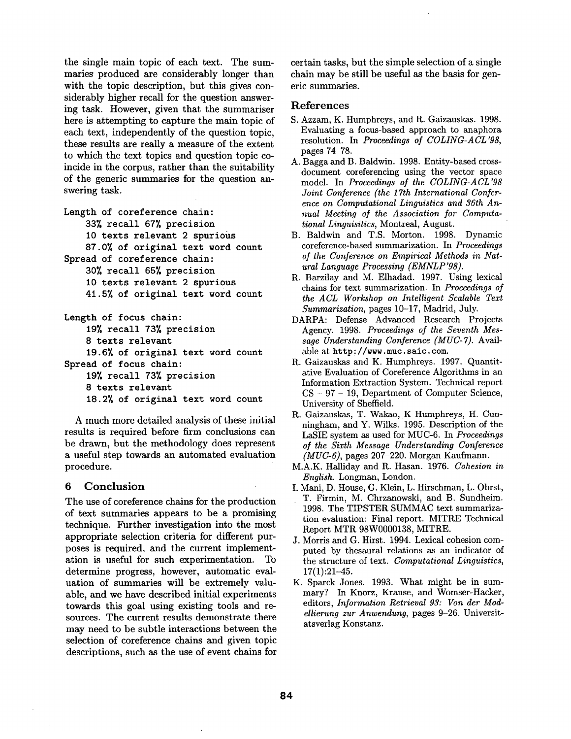the single main topic of each text. The summaries produced are considerably longer than with the topic description, but this gives considerably higher recall for the question answering task. However, given that the summariser here is attempting to capture the main topic of each text, independently of the question topic, these results are really a measure of the extent to which the text topics and question topic coincide in the corpus, rather than the suitability of the generic summaries for the question answering task.

```
Length of coreference chain:
    33% recall 67% precision
    10 texts relevant 2 spurious
    87.0% of original text word count
Spread of coreference chain:
    30% recall 65% precision
    10 texts relevant 2 spurious
    41.5% of original text word count

Length of focus chain:
    19% recall 73% precision
    8 texts relevant
    19.6% of original text word count
Spread of focus chain:
    19% recall 73% precision
    8 texts relevant
    18.2% of original text word count
```

A much more detailed analysis of these initial results is required before firm conclusions can be drawn, but the methodology does represent a useful step towards an automated evaluation procedure.

## 6 Conclusion

The use of coreference chains for the production of text summaries appears to be a promising technique. Further investigation into the most appropriate selection criteria for different purposes is required, and the current implementation is useful for such experimentation. To determine progress, however, automatic evaluation of summaries will be extremely valuable, and we have described initial experiments towards this goal using existing tools and resources. The current results demonstrate there may need to be subtle interactions between the selection of coreference chains and given topic descriptions, such as the use of event chains for certain tasks, but the simple selection of a single chain may be still be useful as the basis for generic summaries.

## References

S. Azzam, K. Humphreys, and R. Gaizauskas. 1998. Evaluating a focus-based approach to anaphora resolution. In *Proceedings of COLING-ACL'98*, pages 74–78.

A. Bagga and B. Baldwin. 1998. Entity-based cross-document coreferencing using the vector space model. In *Proceedings of the COLING-ACL'98 Joint Conference (the 17th International Conference on Computational Linguistics and 36th Annual Meeting of the Association for Computational Linguisitics*, Montreal, August.

B. Baldwin and T.S. Morton. 1998. Dynamic coreference-based summarization. In *Proceedings of the Conference on Empirical Methods in Natural Language Processing (EMNLP'98)*.

R. Barzilay and M. Elhadad. 1997. Using lexical chains for text summarization. In *Proceedings of the ACL Workshop on Intelligent Scalable Text Summarization*, pages 10–17, Madrid, July.

DARPA: Defense Advanced Research Projects Agency. 1998. *Proceedings of the Seventh Message Understanding Conference (MUC-7)*. Available at `http://www.muc.saic.com`.

R. Gaizauskas and K. Humphreys. 1997. Quantitative Evaluation of Coreference Algorithms in an Information Extraction System. Technical report CS – 97 – 19, Department of Computer Science, University of Sheffield.

R. Gaizauskas, T. Wakao, K Humphreys, H. Cunningham, and Y. Wilks. 1995. Description of the LaSIE system as used for MUC-6. In *Proceedings of the Sixth Message Understanding Conference (MUC-6)*, pages 207–220. Morgan Kaufmann.

M.A.K. Halliday and R. Hasan. 1976. *Cohesion in English*. Longman, London.

I. Mani, D. House, G. Klein, L. Hirschman, L. Obrst, T. Firmin, M. Chrzanowski, and B. Sundheim. 1998. The TIPSTER SUMMAC text summarization evaluation: Final report. MITRE Technical Report MTR 98W0000138, MITRE.

J. Morris and G. Hirst. 1994. Lexical cohesion computed by thesaural relations as an indicator of the structure of text. *Computational Linguistics*, 17(1):21–45.

K. Sparck Jones. 1993. What might be in summary? In Knorz, Krause, and Womser-Hacker, editors, *Information Retrieval 93: Von der Modellierung zur Anwendung*, pages 9–26. Universitatsverlag Konstanz.